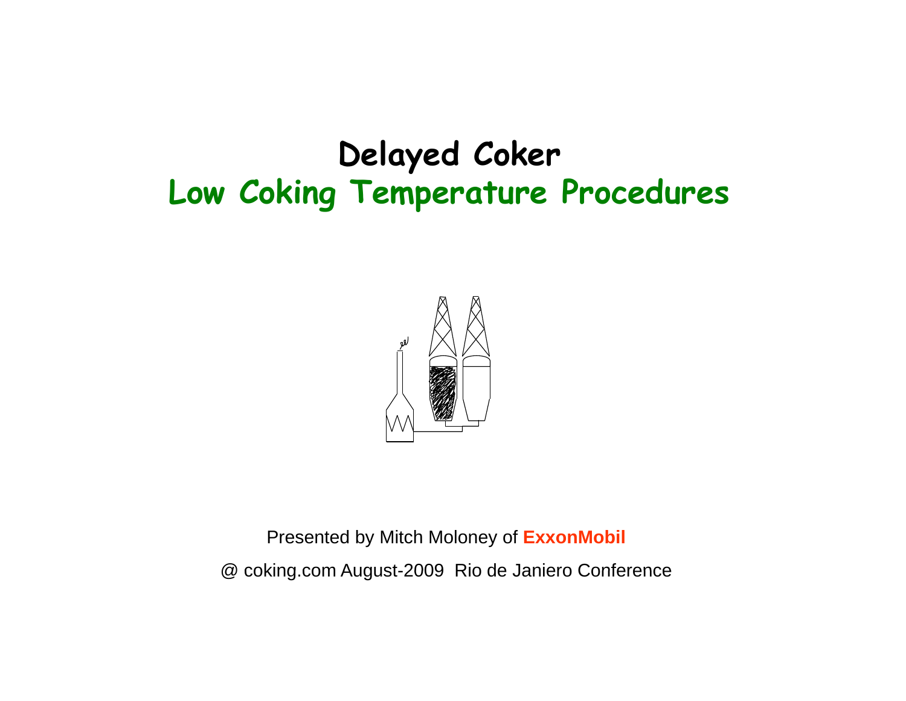# Delayed Coker

## Low Coking Temperature Procedures

Presented by Mitch Moloney of **ExxonMobil**

@ coking.com August-2009 Rio de Janiero Conference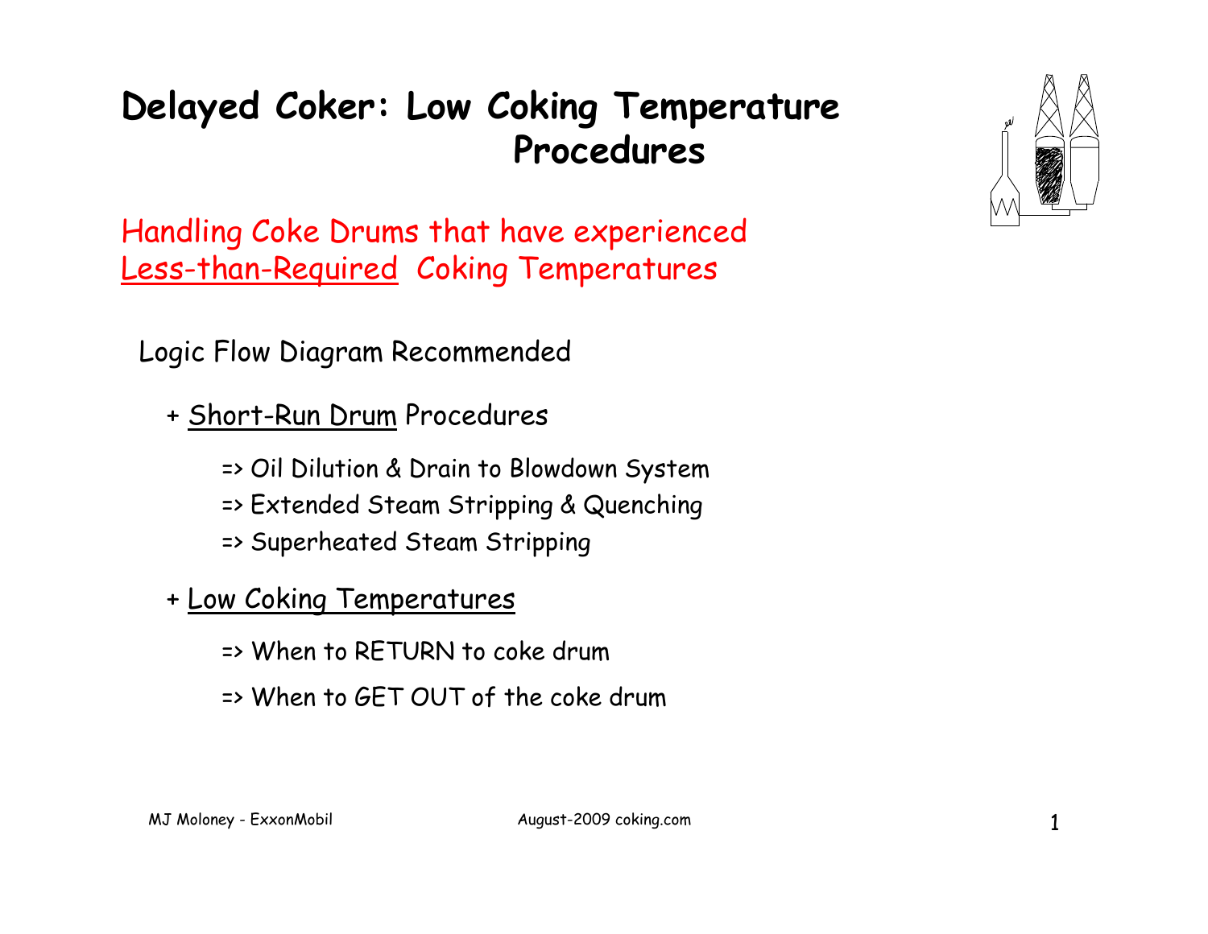# Delayed Coker: Low Coking Temperature Procedures

Handling Coke Drums that have experienced Less-than-Required Coking Temperatures

Logic Flow Diagram Recommended

- + Short-Run Drum Procedures
  - => Oil Dilution & Drain to Blowdown System
  - => Extended Steam Stripping & Quenching
  - => Superheated Steam Stripping
- + Low Coking Temperatures
  - => When to RETURN to coke drum
  - => When to GET OUT of the coke drum

MJ Moloney - ExxonMobil

August-2009 coking.com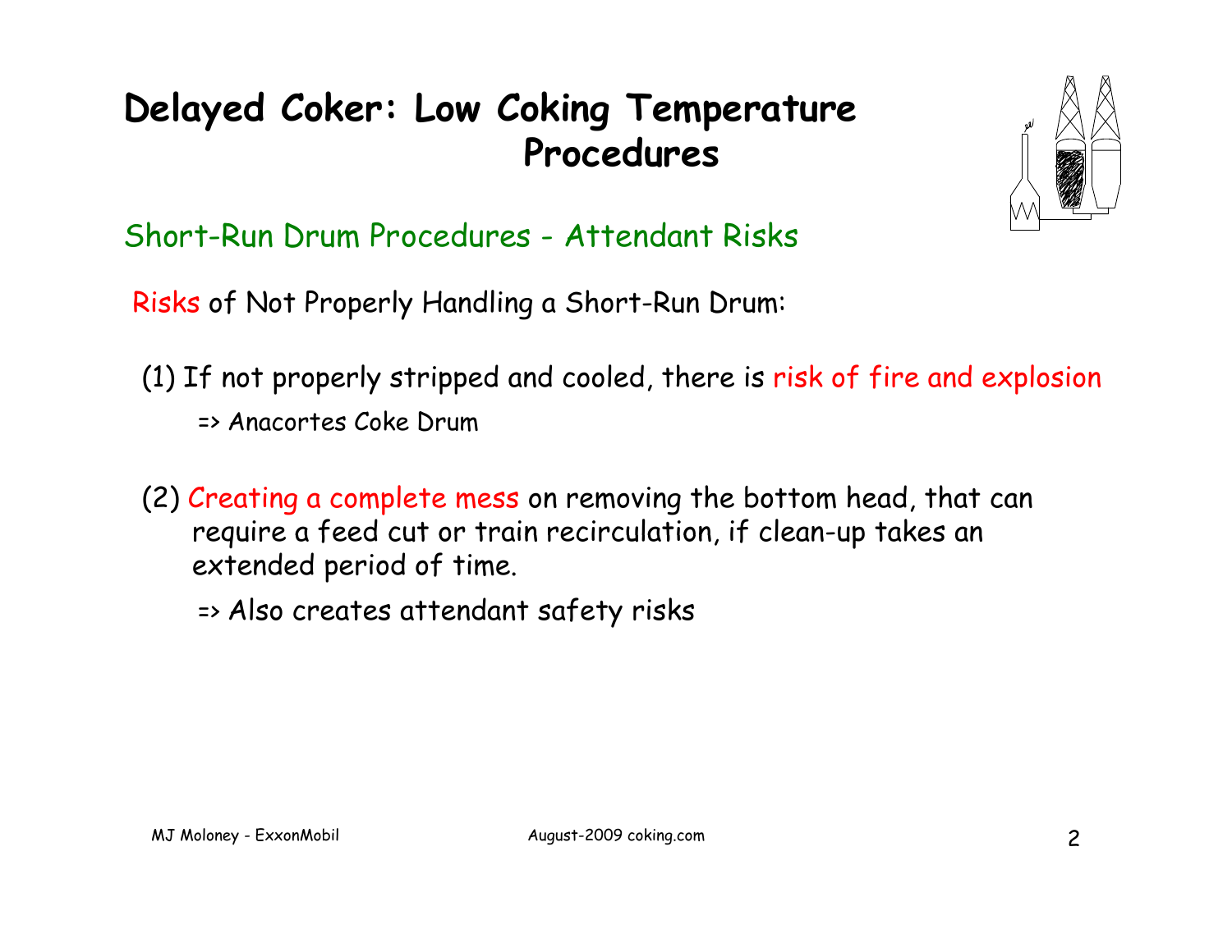# Delayed Coker: Low Coking Temperature Procedures

## Short-Run Drum Procedures - Attendant Risks

Risks of Not Properly Handling a Short-Run Drum:

(1) If not properly stripped and cooled, there is risk of fire and explosion

=> Anacortes Coke Drum

(2) Creating a complete mess on removing the bottom head, that can require a feed cut or train recirculation, if clean-up takes an extended period of time.

=> Also creates attendant safety risks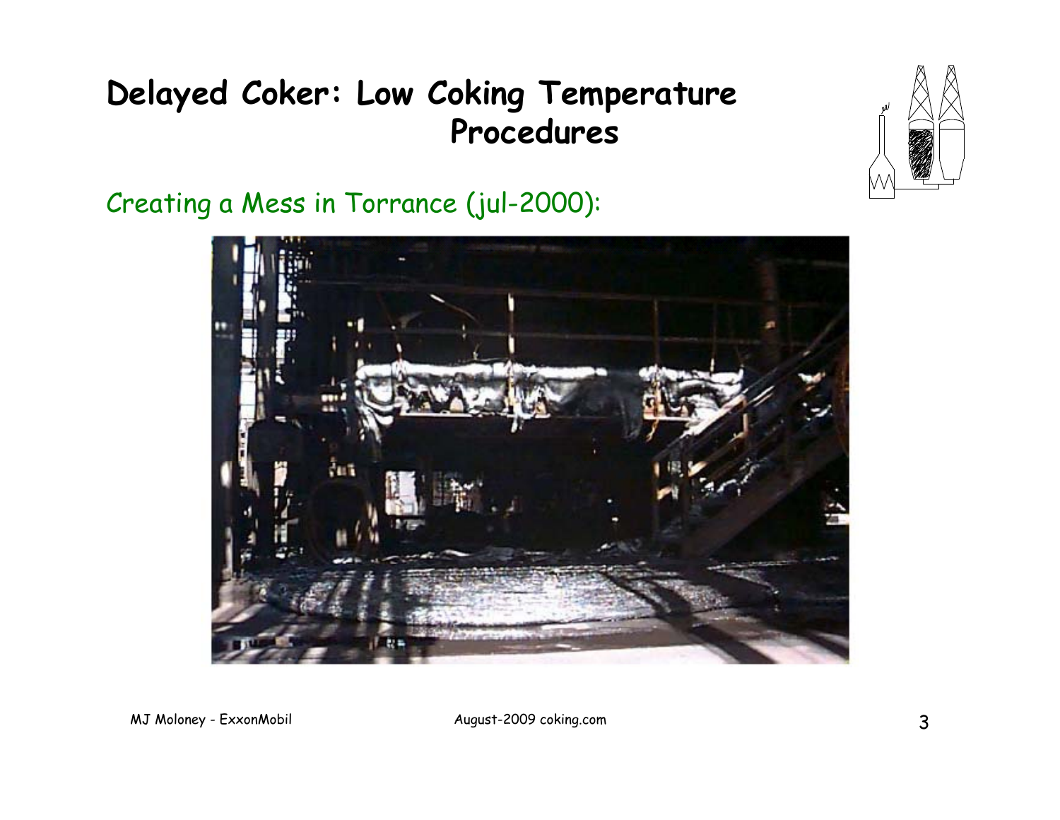# Delayed Coker: Low Coking Temperature Procedures

Creating a Mess in Torrance (jul-2000):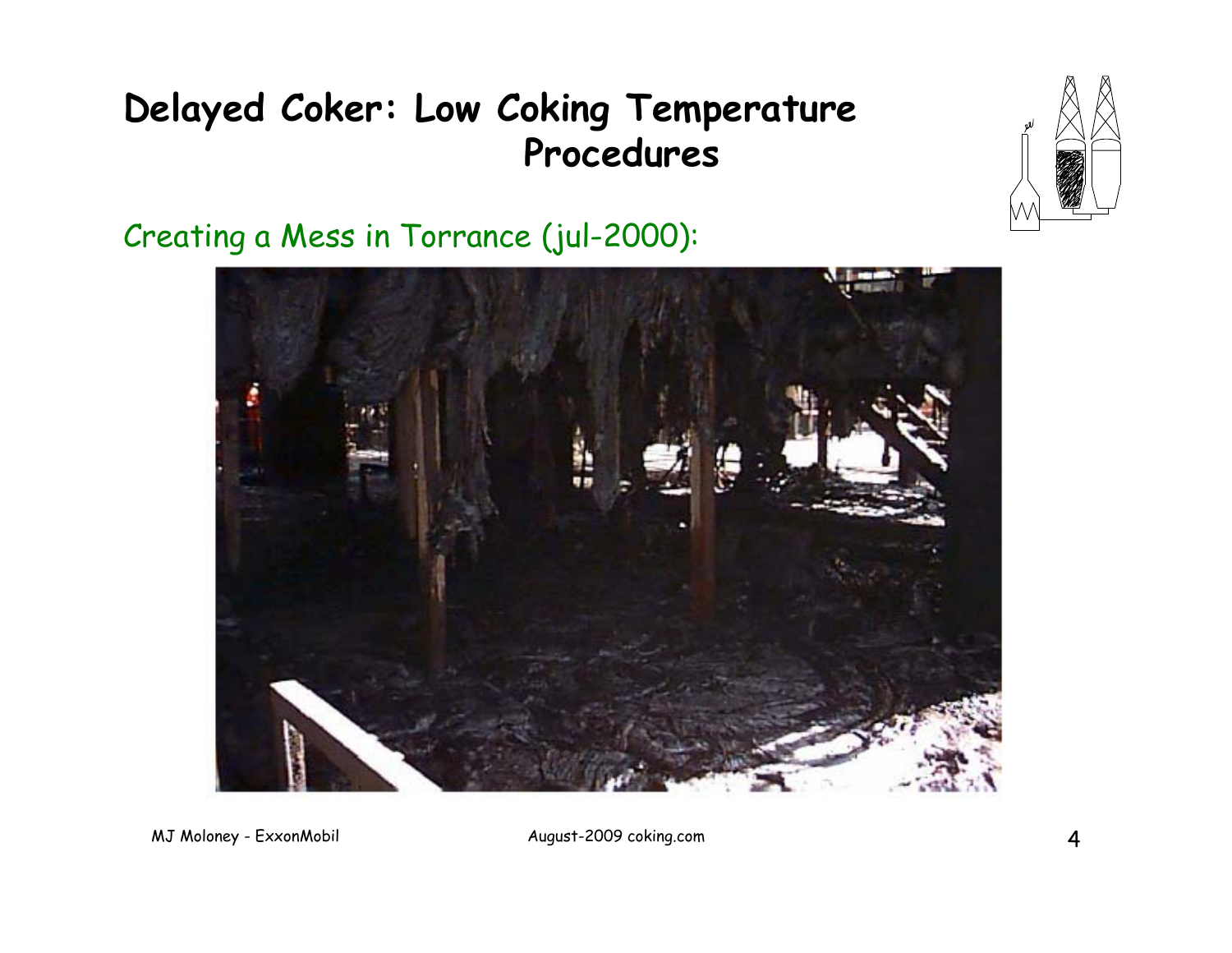# Delayed Coker: Low Coking Temperature Procedures

Creating a Mess in Torrance (jul-2000):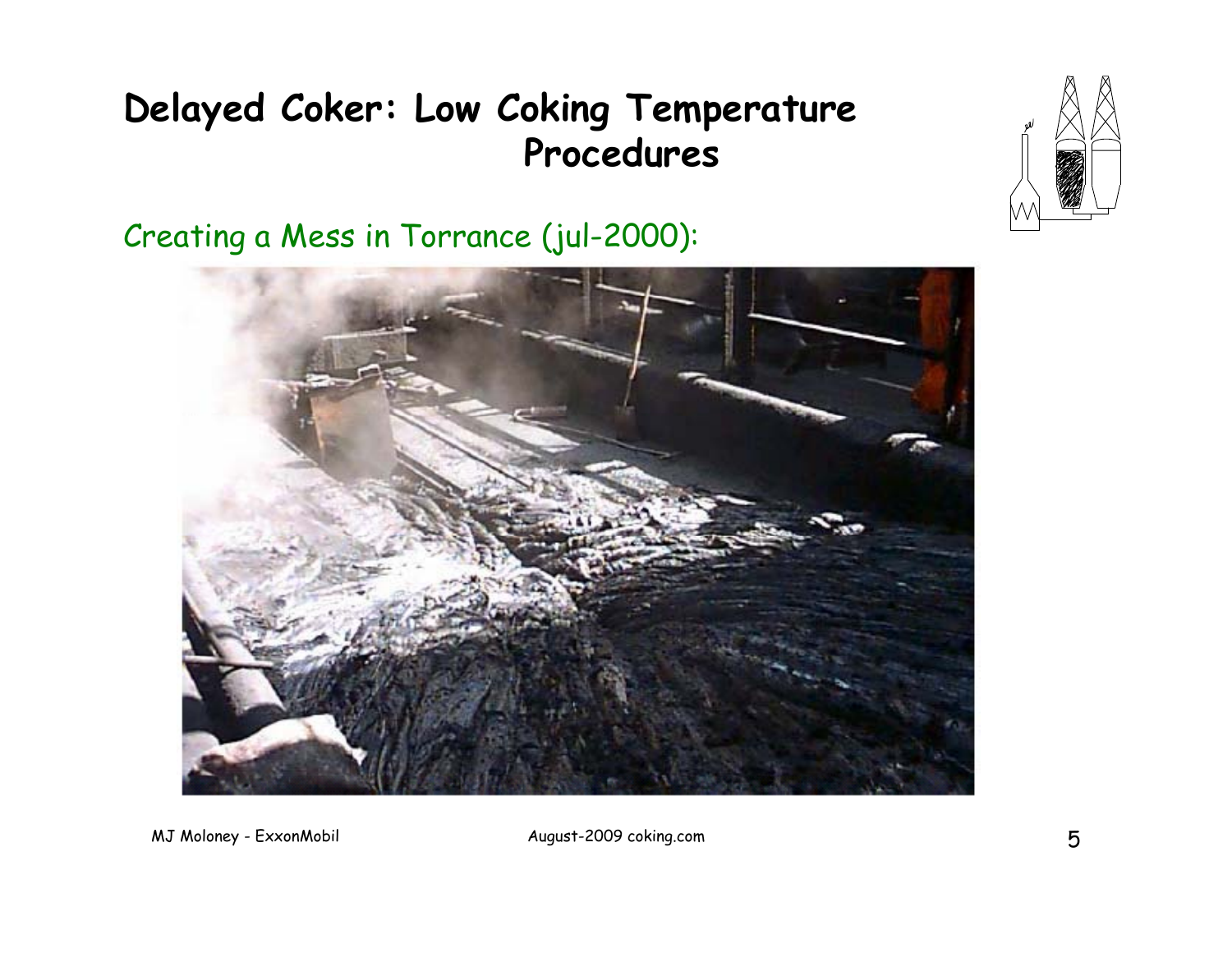# Delayed Coker: Low Coking Temperature Procedures

Creating a Mess in Torrance (jul-2000):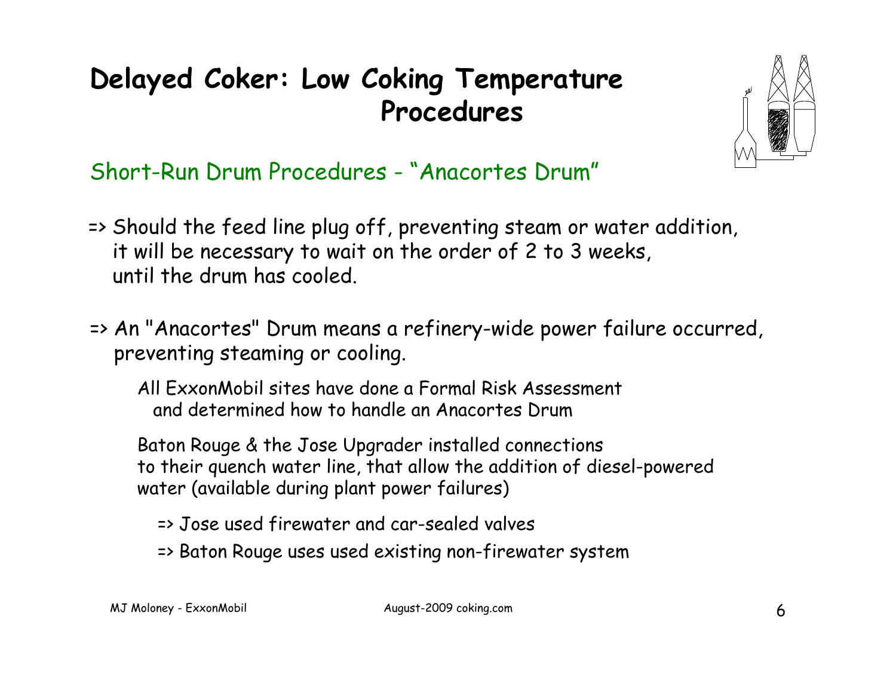# Delayed Coker: Low Coking Temperature Procedures

## Short-Run Drum Procedures - "Anacortes Drum"

=> Should the feed line plug off, preventing steam or water addition, it will be necessary to wait on the order of 2 to 3 weeks, until the drum has cooled.

=> An "Anacortes" Drum means a refinery-wide power failure occurred, preventing steaming or cooling.

All ExxonMobil sites have done a Formal Risk Assessment and determined how to handle an Anacortes Drum

Baton Rouge & the Jose Upgrader installed connections to their quench water line, that allow the addition of diesel-powered water (available during plant power failures)

=> Jose used firewater and car-sealed valves

=> Baton Rouge uses used existing non-firewater system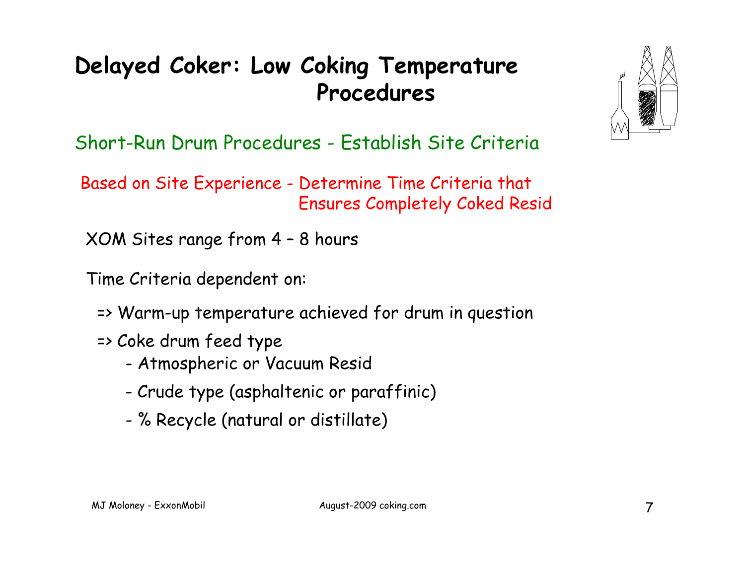# Delayed Coker: Low Coking Temperature Procedures

## Short-Run Drum Procedures - Establish Site Criteria

Based on Site Experience - Determine Time Criteria that Ensures Completely Coked Resid

XOM Sites range from 4 – 8 hours

Time Criteria dependent on:

=> Warm-up temperature achieved for drum in question

=> Coke drum feed type

- Atmospheric or Vacuum Resid
- Crude type (asphaltenic or paraffinic)
- % Recycle (natural or distillate)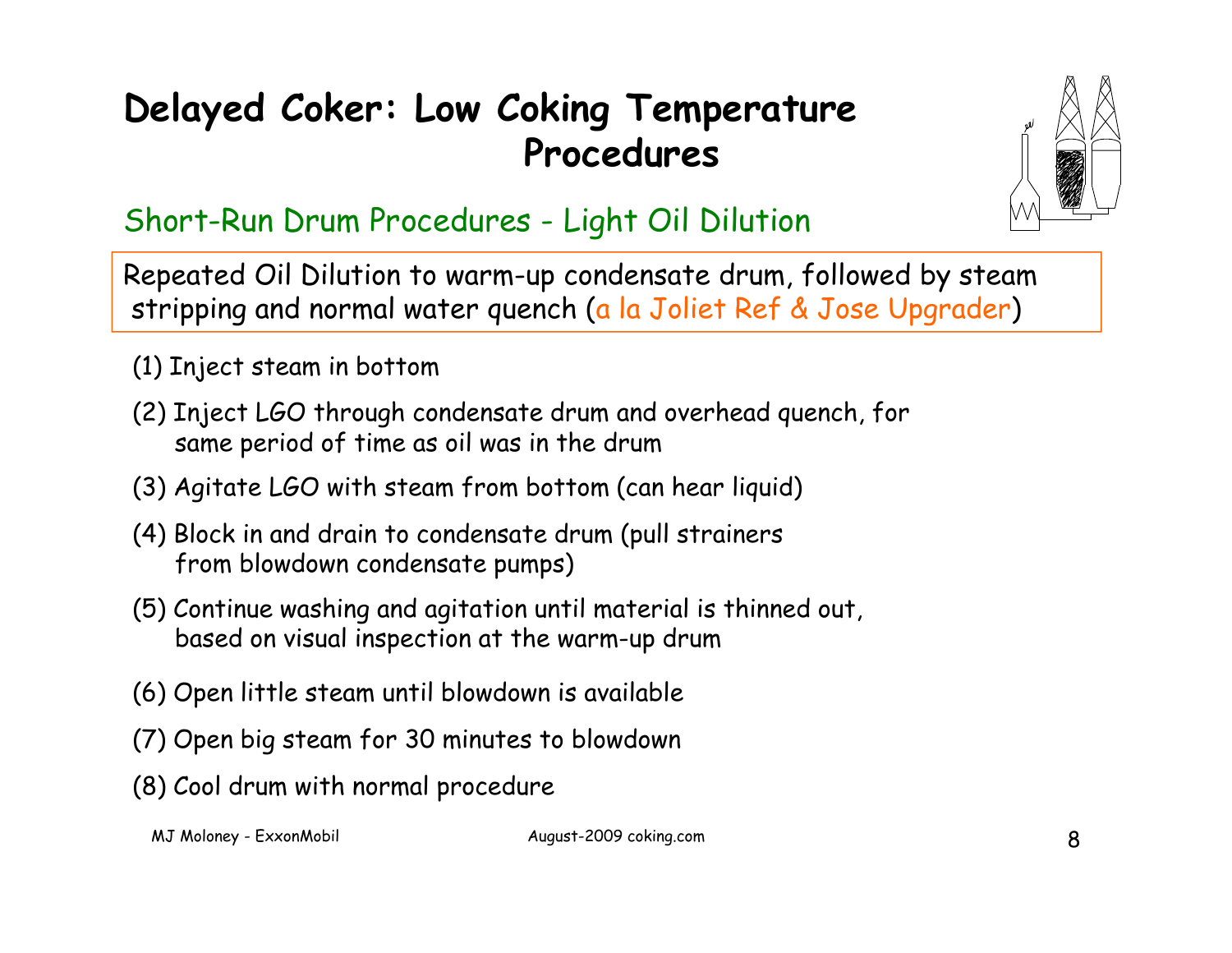# Delayed Coker: Low Coking Temperature Procedures

## Short-Run Drum Procedures - Light Oil Dilution

Repeated Oil Dilution to warm-up condensate drum, followed by steam stripping and normal water quench (a la Joliet Ref & Jose Upgrader)

(1) Inject steam in bottom

(2) Inject LGO through condensate drum and overhead quench, for same period of time as oil was in the drum

(3) Agitate LGO with steam from bottom (can hear liquid)

(4) Block in and drain to condensate drum (pull strainers from blowdown condensate pumps)

(5) Continue washing and agitation until material is thinned out, based on visual inspection at the warm-up drum

(6) Open little steam until blowdown is available

(7) Open big steam for 30 minutes to blowdown

(8) Cool drum with normal procedure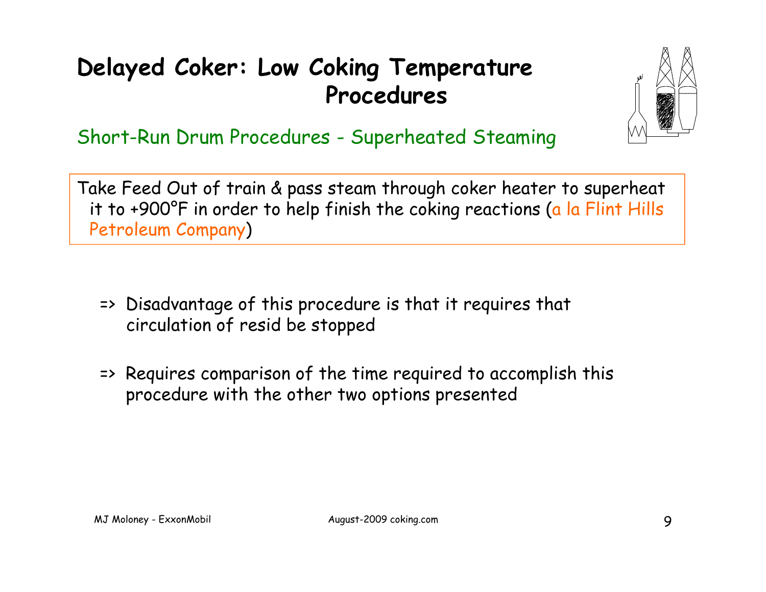# Delayed Coker: Low Coking Temperature Procedures

## Short-Run Drum Procedures - Superheated Steaming

Take Feed Out of train & pass steam through coker heater to superheat it to +900°F in order to help finish the coking reactions (a la Flint Hills Petroleum Company)

=> Disadvantage of this procedure is that it requires that circulation of resid be stopped

=> Requires comparison of the time required to accomplish this procedure with the other two options presented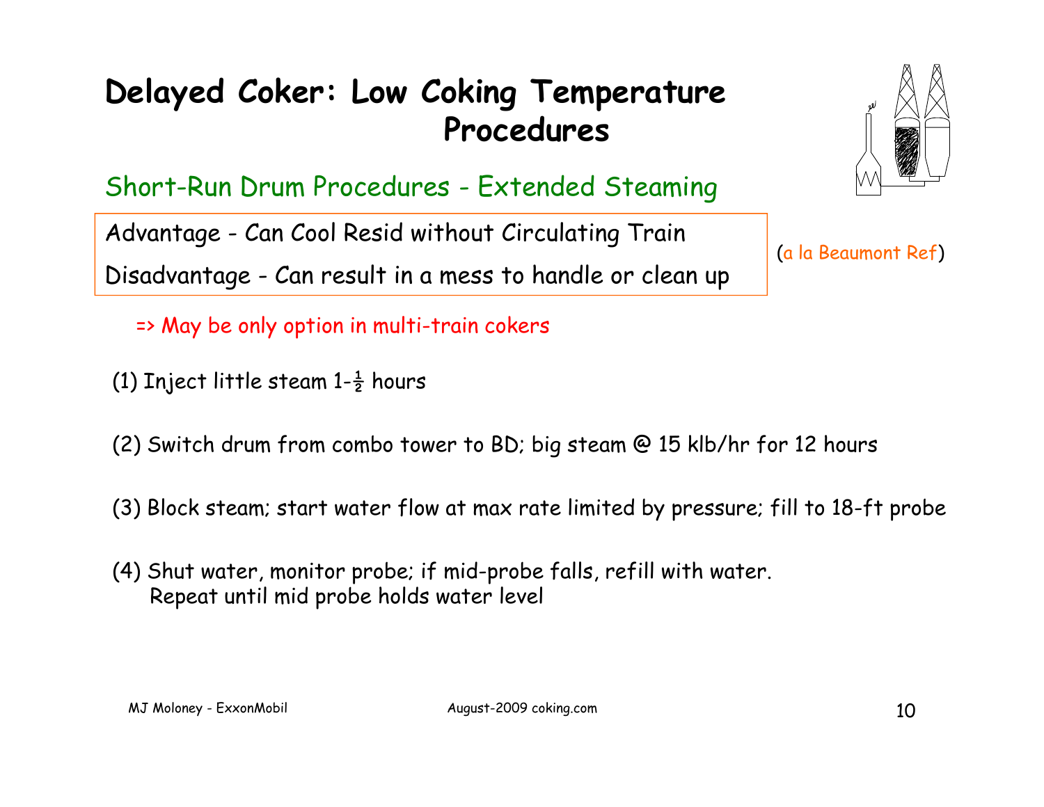# Delayed Coker: Low Coking Temperature Procedures

## Short-Run Drum Procedures - Extended Steaming

Advantage - Can Cool Resid without Circulating Train

Disadvantage - Can result in a mess to handle or clean up

(a la Beaumont Ref)

=> May be only option in multi-train cokers

(1) Inject little steam 1-½ hours

(2) Switch drum from combo tower to BD; big steam @ 15 klb/hr for 12 hours

(3) Block steam; start water flow at max rate limited by pressure; fill to 18-ft probe

(4) Shut water, monitor probe; if mid-probe falls, refill with water. Repeat until mid probe holds water level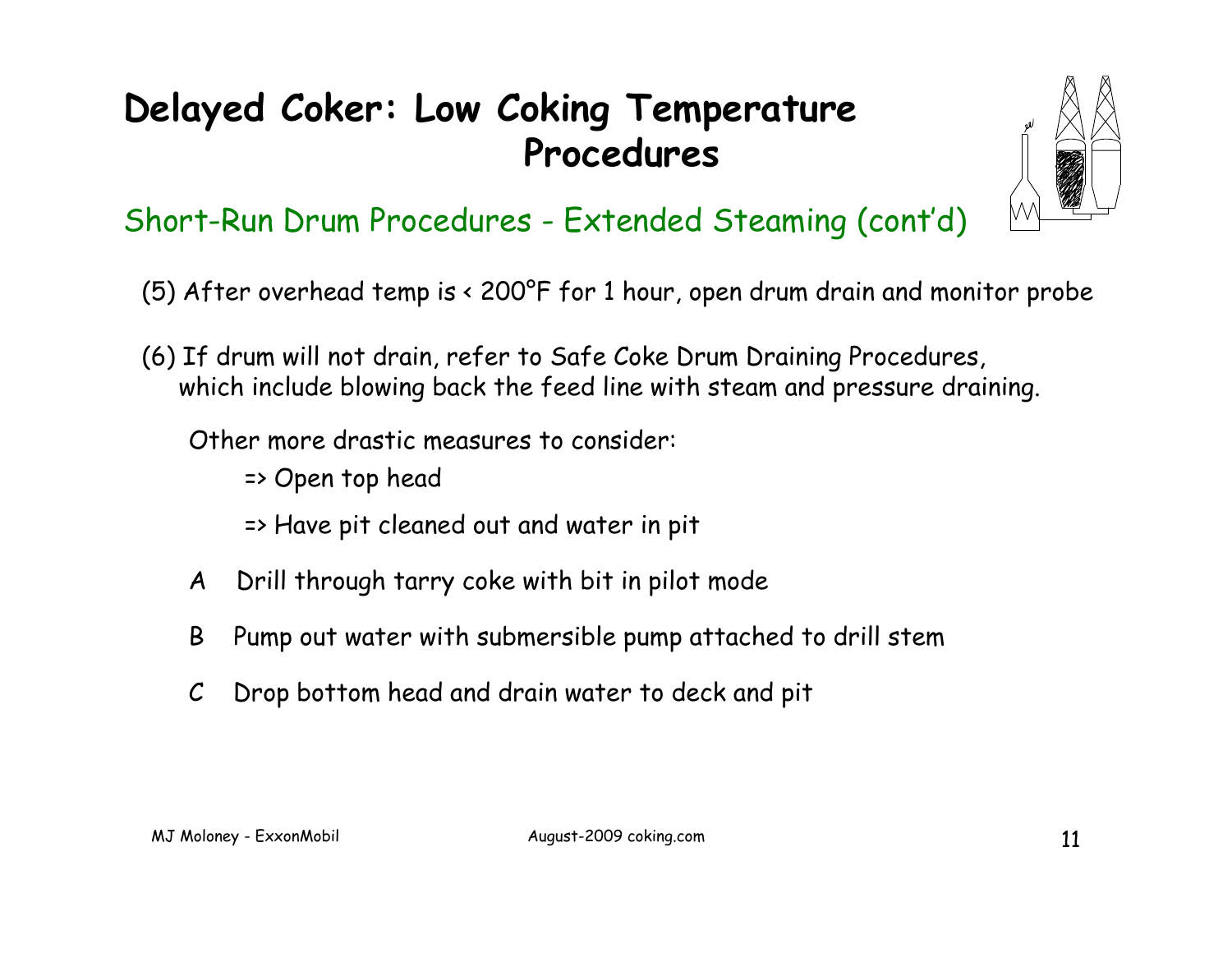# Delayed Coker: Low Coking Temperature Procedures

## Short-Run Drum Procedures - Extended Steaming (cont'd)

(5) After overhead temp is < 200°F for 1 hour, open drum drain and monitor probe

(6) If drum will not drain, refer to Safe Coke Drum Draining Procedures, which include blowing back the feed line with steam and pressure draining.

Other more drastic measures to consider:

=> Open top head

=> Have pit cleaned out and water in pit

A Drill through tarry coke with bit in pilot mode

B Pump out water with submersible pump attached to drill stem

C Drop bottom head and drain water to deck and pit

MJ Moloney - ExxonMobil August-2009 coking.com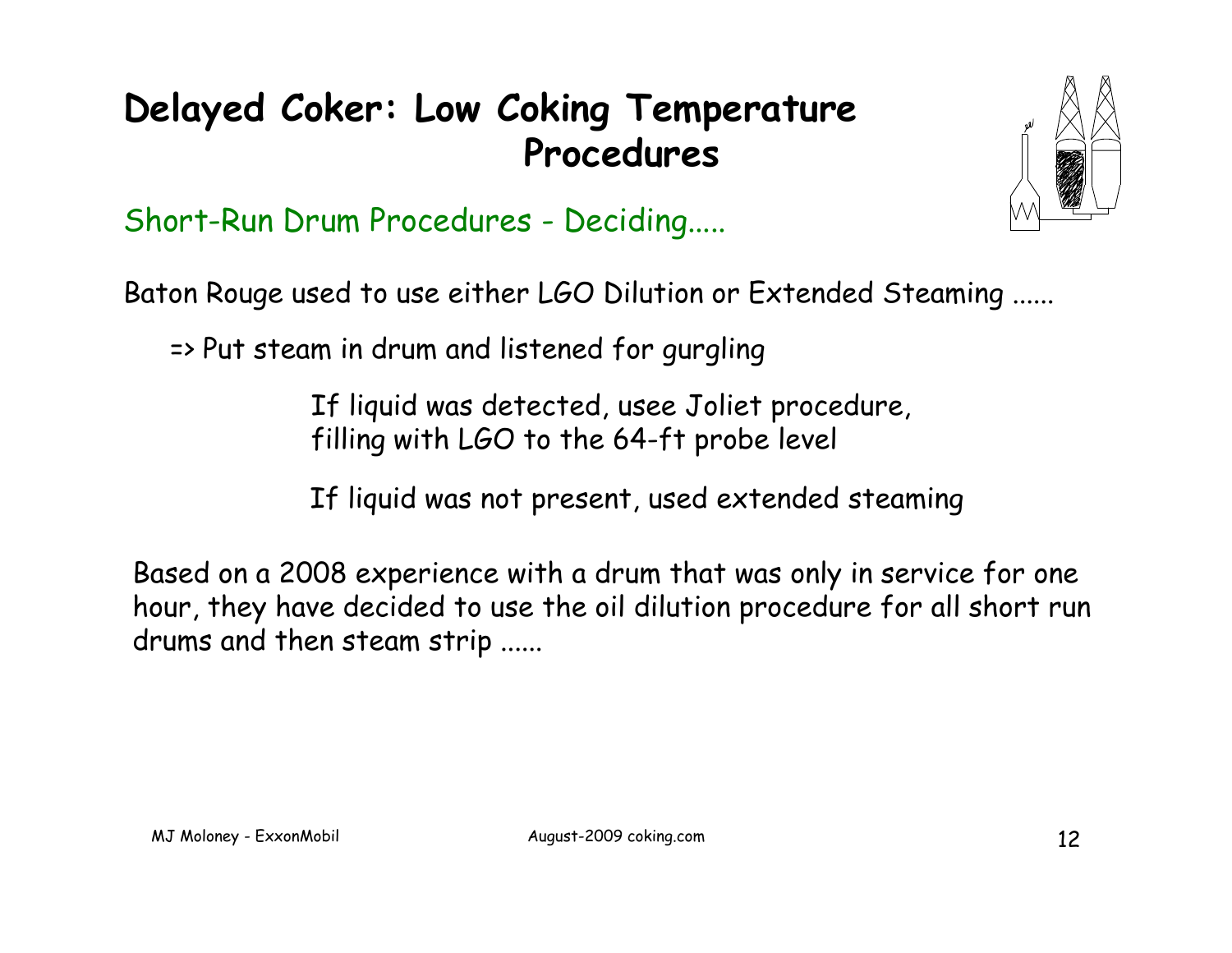# Delayed Coker: Low Coking Temperature Procedures

## Short-Run Drum Procedures - Deciding.....

Baton Rouge used to use either LGO Dilution or Extended Steaming ......

=> Put steam in drum and listened for gurgling

If liquid was detected, usee Joliet procedure, filling with LGO to the 64-ft probe level

If liquid was not present, used extended steaming

Based on a 2008 experience with a drum that was only in service for one hour, they have decided to use the oil dilution procedure for all short run drums and then steam strip ......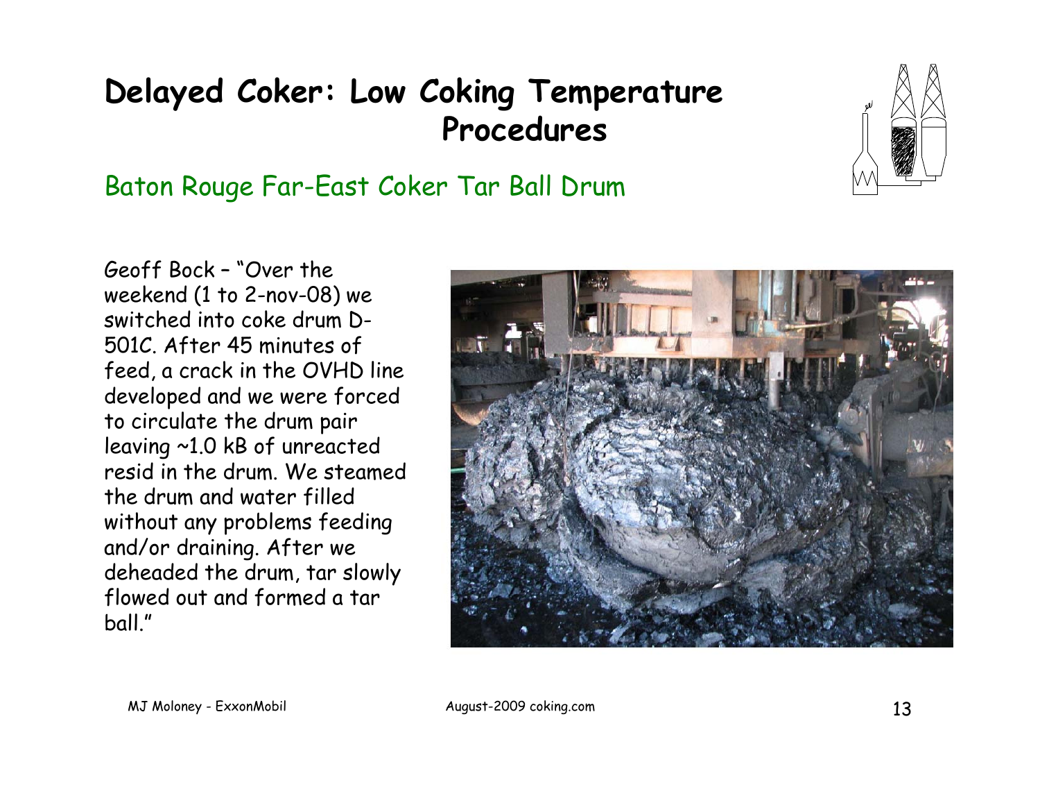# Delayed Coker: Low Coking Temperature Procedures

## Baton Rouge Far-East Coker Tar Ball Drum

Geoff Bock – "Over the weekend (1 to 2-nov-08) we switched into coke drum D-501C. After 45 minutes of feed, a crack in the OVHD line developed and we were forced to circulate the drum pair leaving ~1.0 kB of unreacted resid in the drum. We steamed the drum and water filled without any problems feeding and/or draining. After we deheaded the drum, tar slowly flowed out and formed a tar ball."

MJ Moloney - ExxonMobil

August-2009 coking.com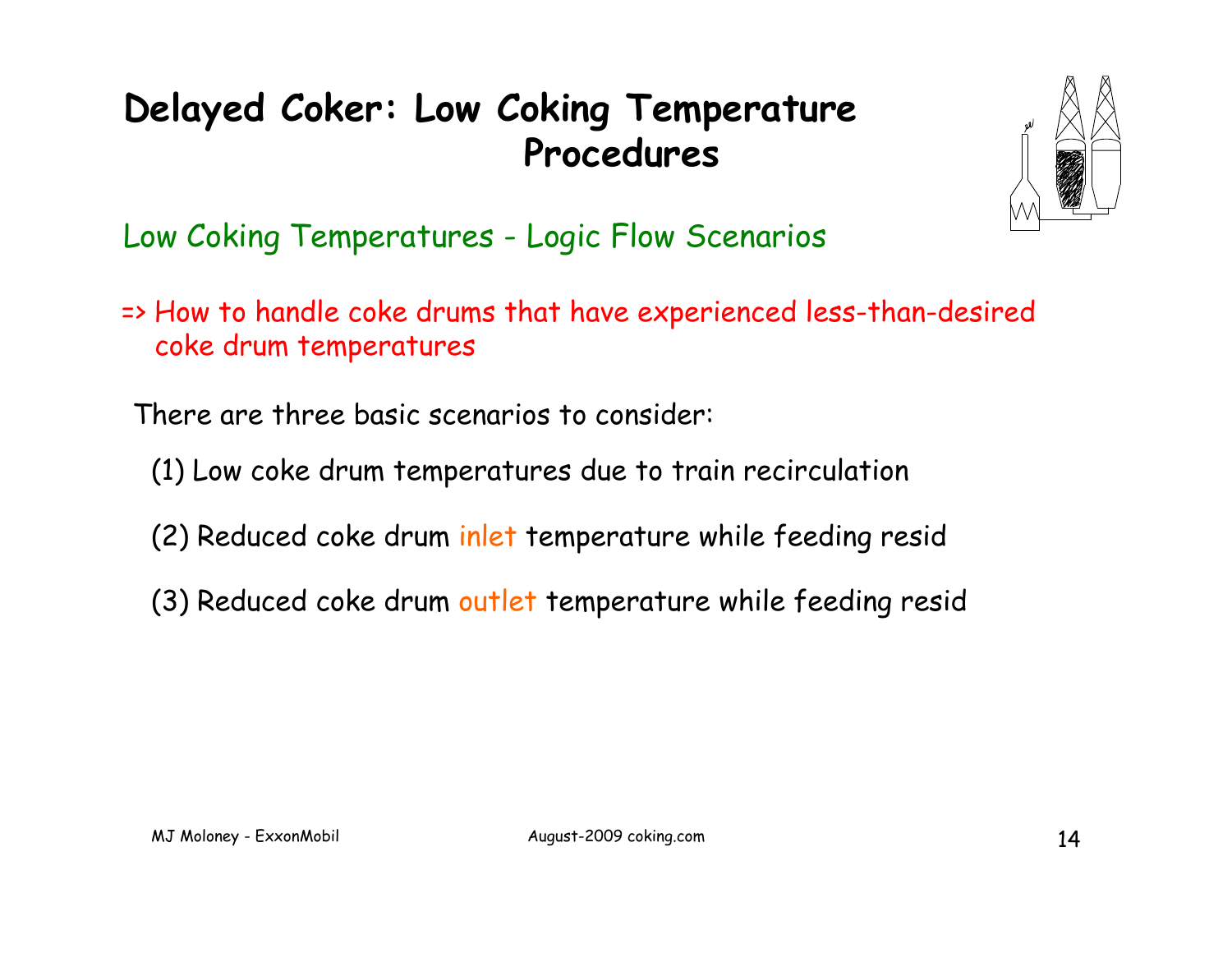# Delayed Coker: Low Coking Temperature Procedures

## Low Coking Temperatures - Logic Flow Scenarios

=> How to handle coke drums that have experienced less-than-desired coke drum temperatures

There are three basic scenarios to consider:

(1) Low coke drum temperatures due to train recirculation

(2) Reduced coke drum inlet temperature while feeding resid

(3) Reduced coke drum outlet temperature while feeding resid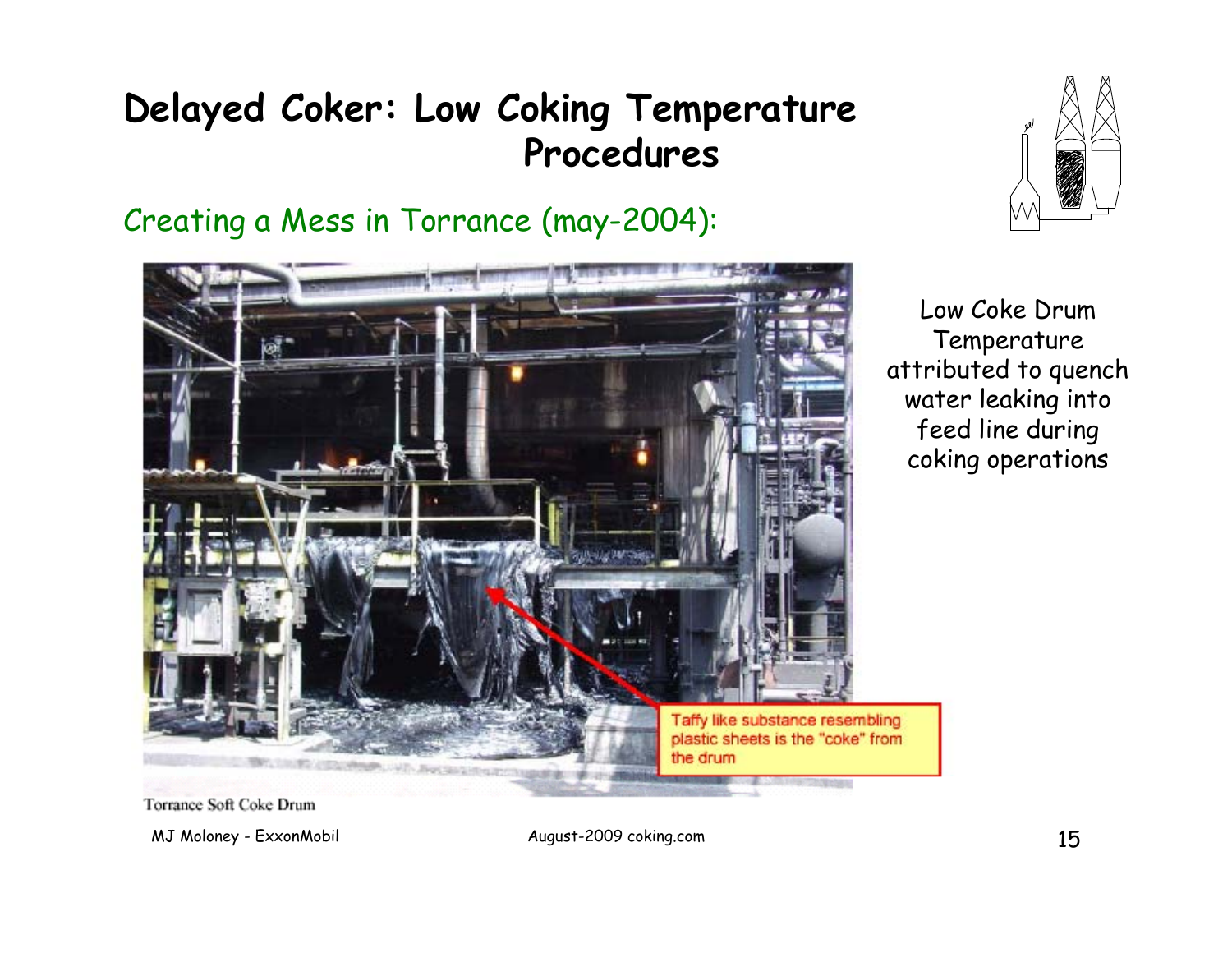# Delayed Coker: Low Coking Temperature Procedures

Creating a Mess in Torrance (may-2004):

Taffy like substance resembling plastic sheets is the "coke" from the drum

Torrance Soft Coke Drum

Low Coke Drum Temperature attributed to quench water leaking into feed line during coking operations

MJ Moloney - ExxonMobil

August-2009 coking.com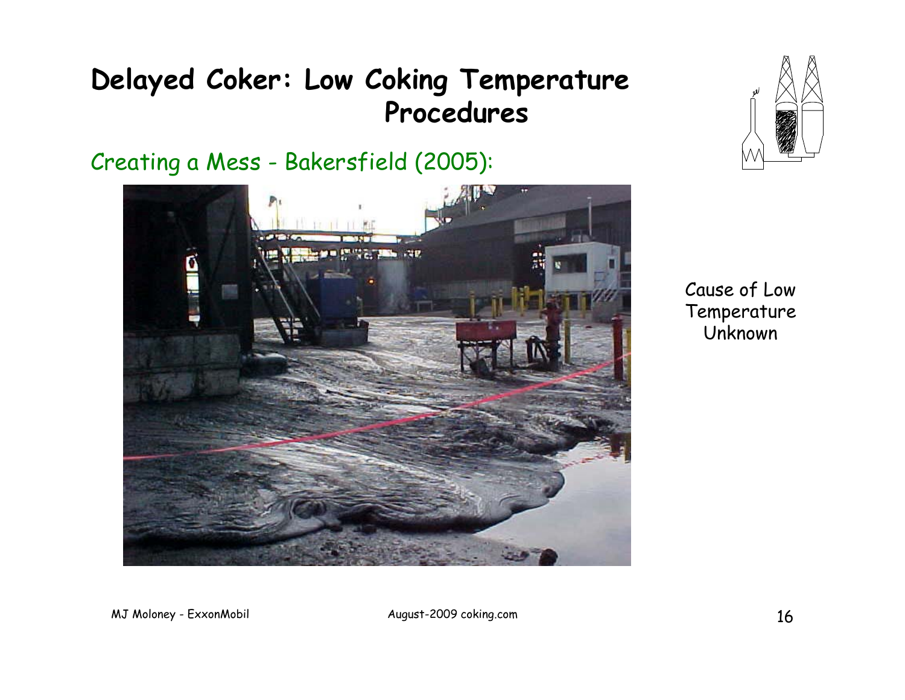# Delayed Coker: Low Coking Temperature Procedures

## Creating a Mess - Bakersfield (2005):

Cause of Low Temperature Unknown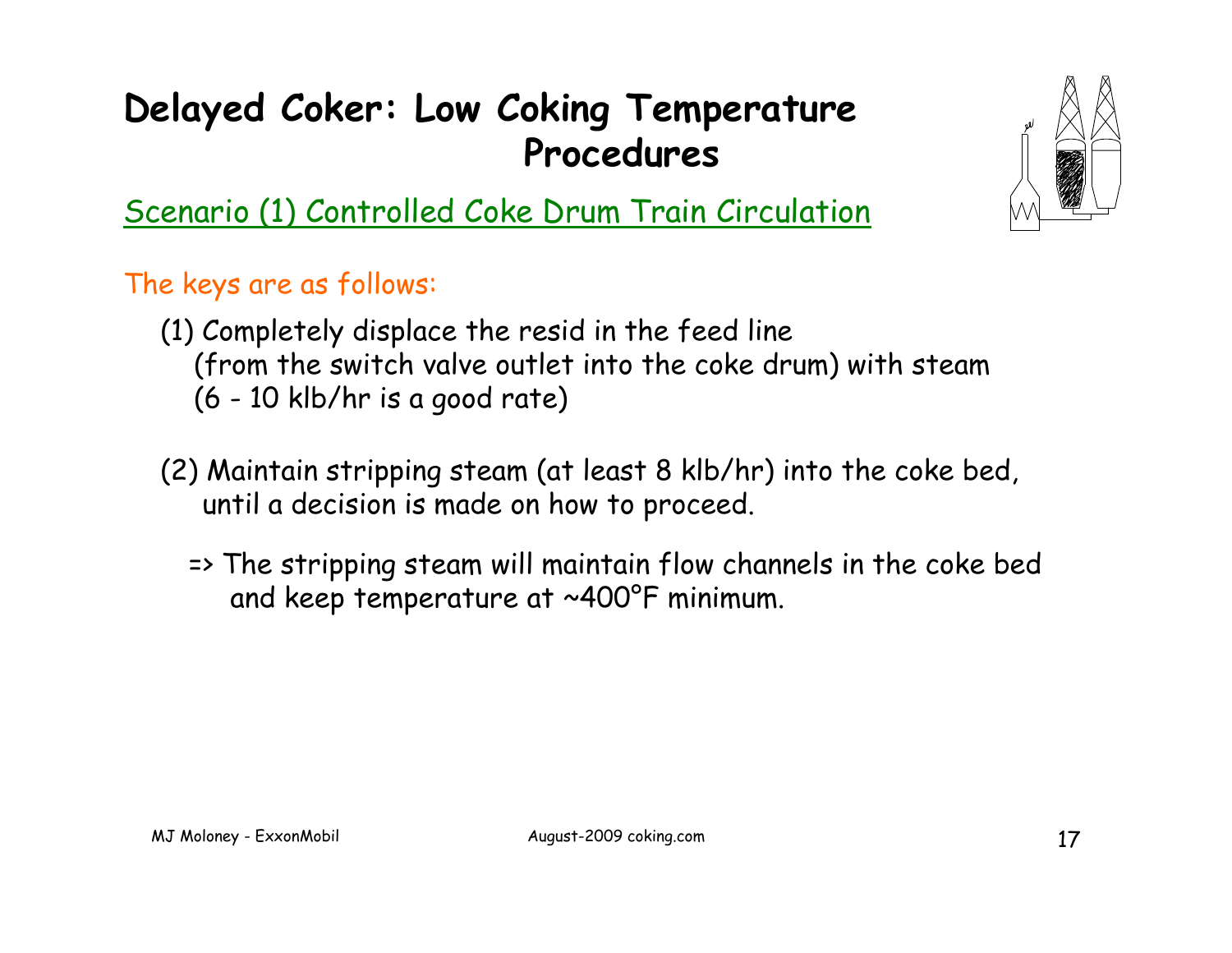# Delayed Coker: Low Coking Temperature Procedures

## Scenario (1) Controlled Coke Drum Train Circulation

The keys are as follows:

(1) Completely displace the resid in the feed line (from the switch valve outlet into the coke drum) with steam (6 - 10 klb/hr is a good rate)

(2) Maintain stripping steam (at least 8 klb/hr) into the coke bed, until a decision is made on how to proceed.

=> The stripping steam will maintain flow channels in the coke bed and keep temperature at ~400°F minimum.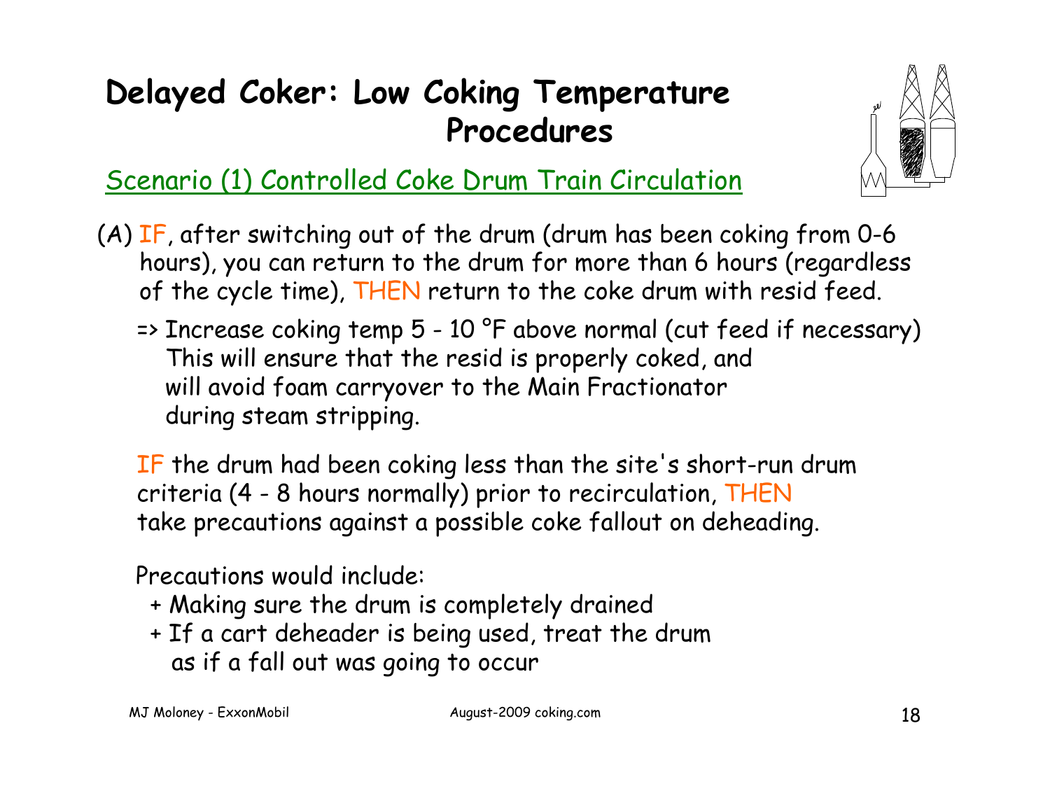# Delayed Coker: Low Coking Temperature Procedures

## Scenario (1) Controlled Coke Drum Train Circulation

(A) IF, after switching out of the drum (drum has been coking from 0-6 hours), you can return to the drum for more than 6 hours (regardless of the cycle time), THEN return to the coke drum with resid feed.

=> Increase coking temp 5 - 10 °F above normal (cut feed if necessary) This will ensure that the resid is properly coked, and will avoid foam carryover to the Main Fractionator during steam stripping.

IF the drum had been coking less than the site's short-run drum criteria (4 - 8 hours normally) prior to recirculation, THEN take precautions against a possible coke fallout on deheading.

Precautions would include:

+ Making sure the drum is completely drained
+ If a cart deheader is being used, treat the drum as if a fall out was going to occur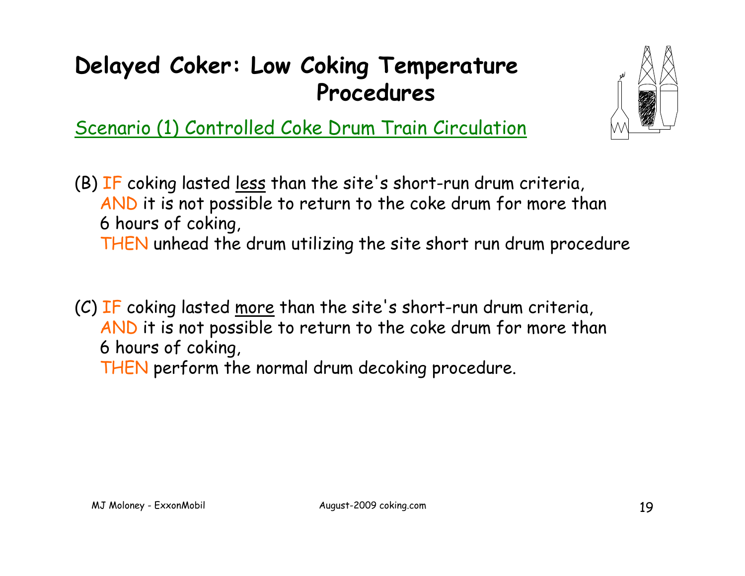# Delayed Coker: Low Coking Temperature Procedures

## Scenario (1) Controlled Coke Drum Train Circulation

(B) IF coking lasted less than the site's short-run drum criteria,
AND it is not possible to return to the coke drum for more than 6 hours of coking,
THEN unhead the drum utilizing the site short run drum procedure

(C) IF coking lasted more than the site's short-run drum criteria,
AND it is not possible to return to the coke drum for more than 6 hours of coking,
THEN perform the normal drum decoking procedure.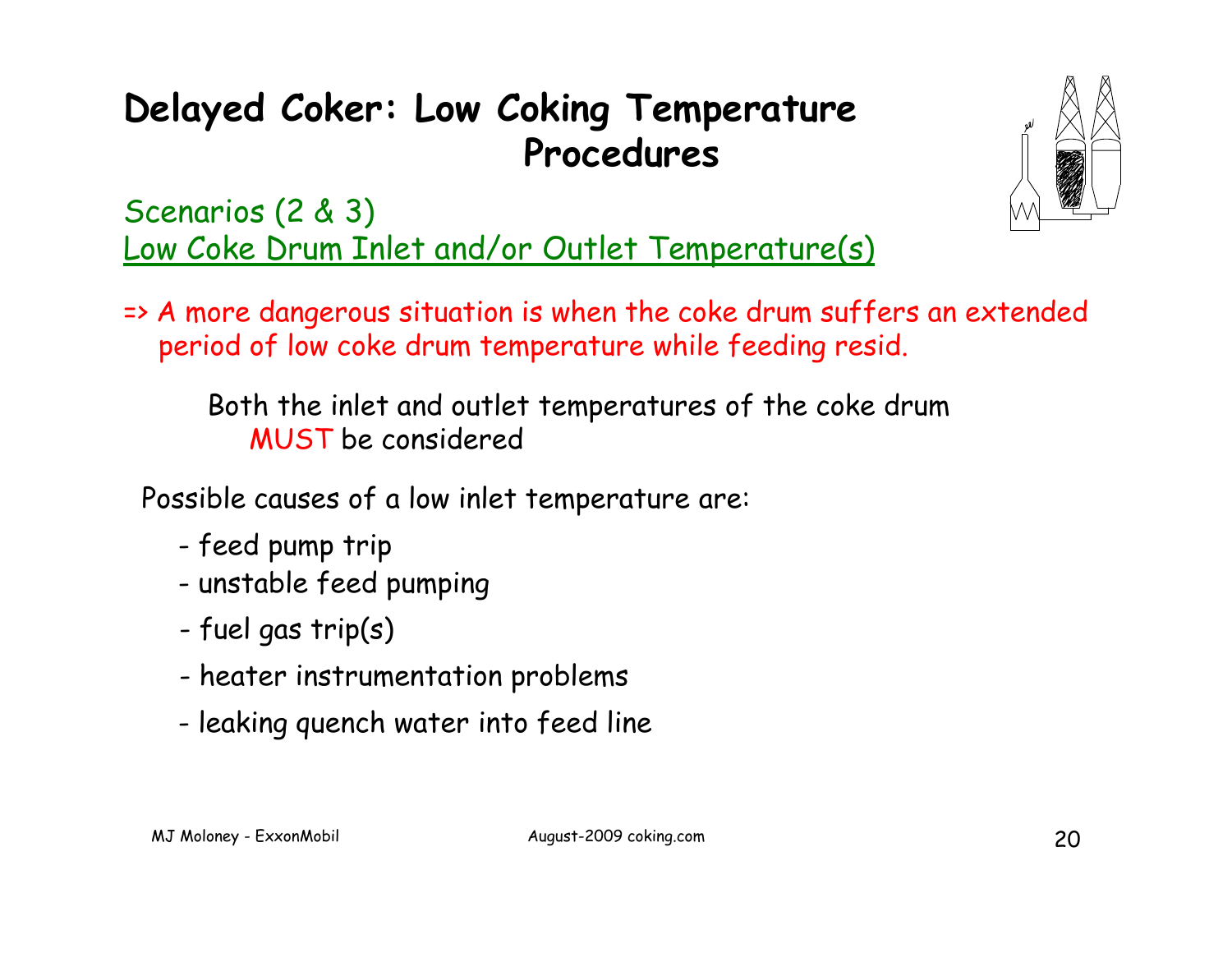# Delayed Coker: Low Coking Temperature Procedures

Scenarios (2 & 3)

Low Coke Drum Inlet and/or Outlet Temperature(s)

=> A more dangerous situation is when the coke drum suffers an extended period of low coke drum temperature while feeding resid.

Both the inlet and outlet temperatures of the coke drum MUST be considered

Possible causes of a low inlet temperature are:

- feed pump trip
- unstable feed pumping
- fuel gas trip(s)
- heater instrumentation problems
- leaking quench water into feed line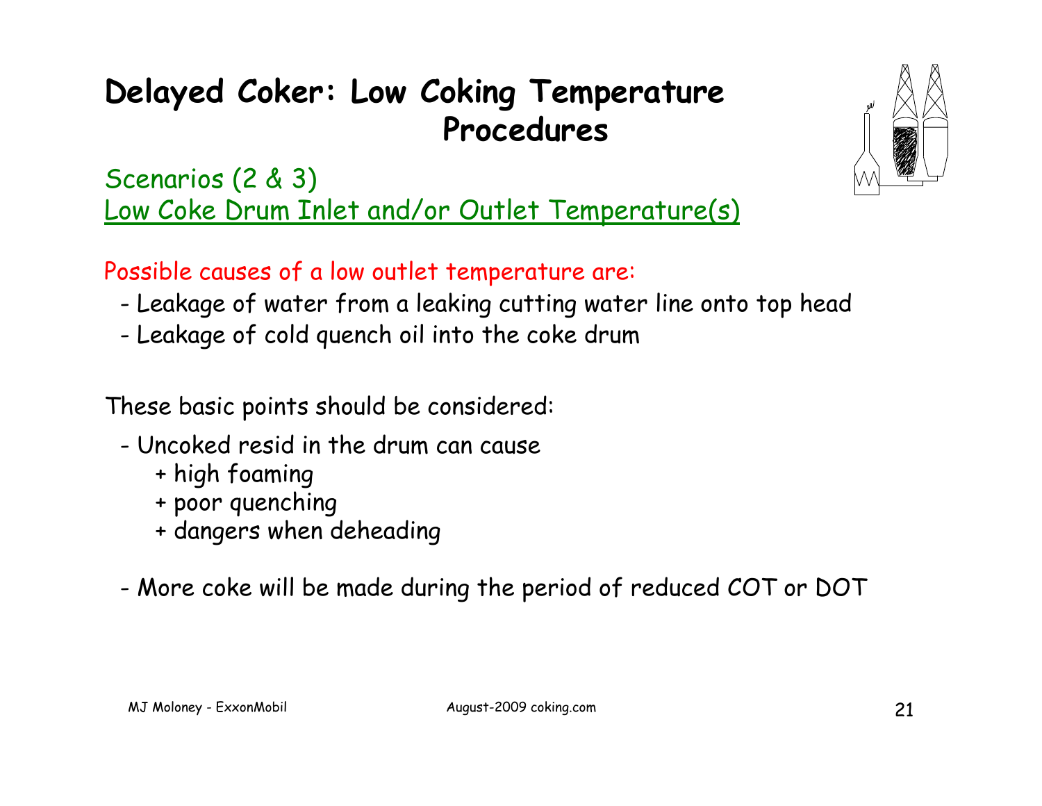# Delayed Coker: Low Coking Temperature Procedures

Scenarios (2 & 3)
Low Coke Drum Inlet and/or Outlet Temperature(s)

Possible causes of a low outlet temperature are:

- Leakage of water from a leaking cutting water line onto top head
- Leakage of cold quench oil into the coke drum

These basic points should be considered:

- Uncoked resid in the drum can cause
  - + high foaming
  - + poor quenching
  - + dangers when deheading
- More coke will be made during the period of reduced COT or DOT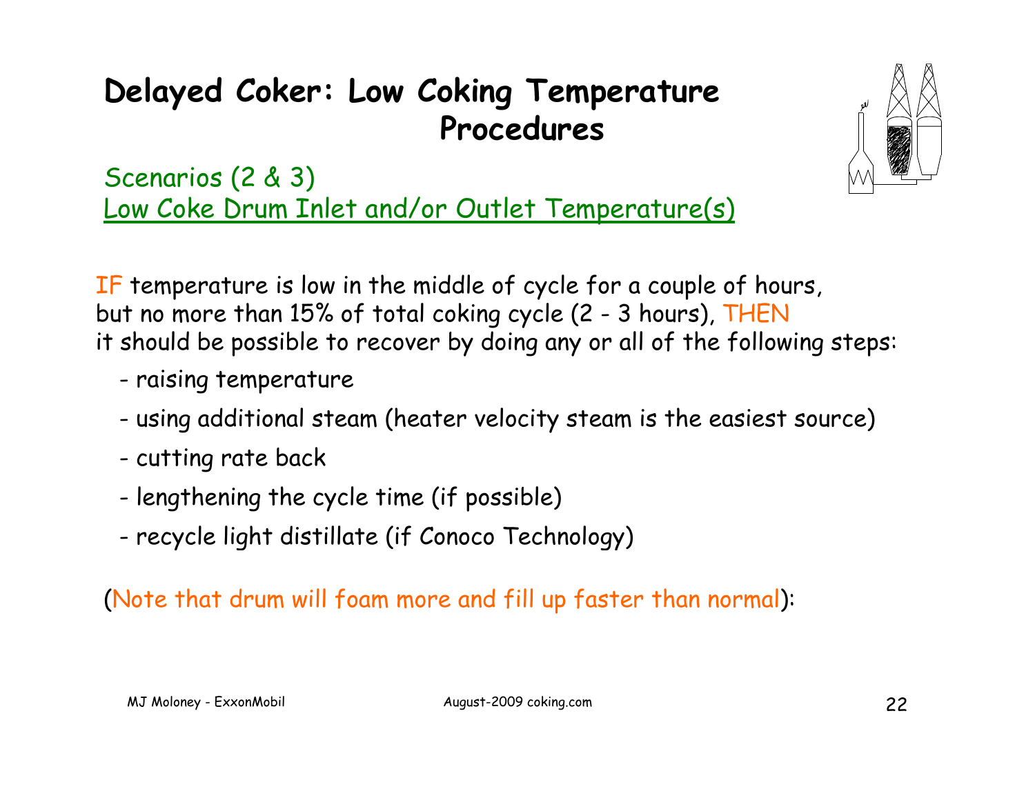# Delayed Coker: Low Coking Temperature Procedures

Scenarios (2 & 3)
Low Coke Drum Inlet and/or Outlet Temperature(s)

IF temperature is low in the middle of cycle for a couple of hours, but no more than 15% of total coking cycle (2 - 3 hours), THEN it should be possible to recover by doing any or all of the following steps:

- raising temperature
- using additional steam (heater velocity steam is the easiest source)
- cutting rate back
- lengthening the cycle time (if possible)
- recycle light distillate (if Conoco Technology)

(Note that drum will foam more and fill up faster than normal):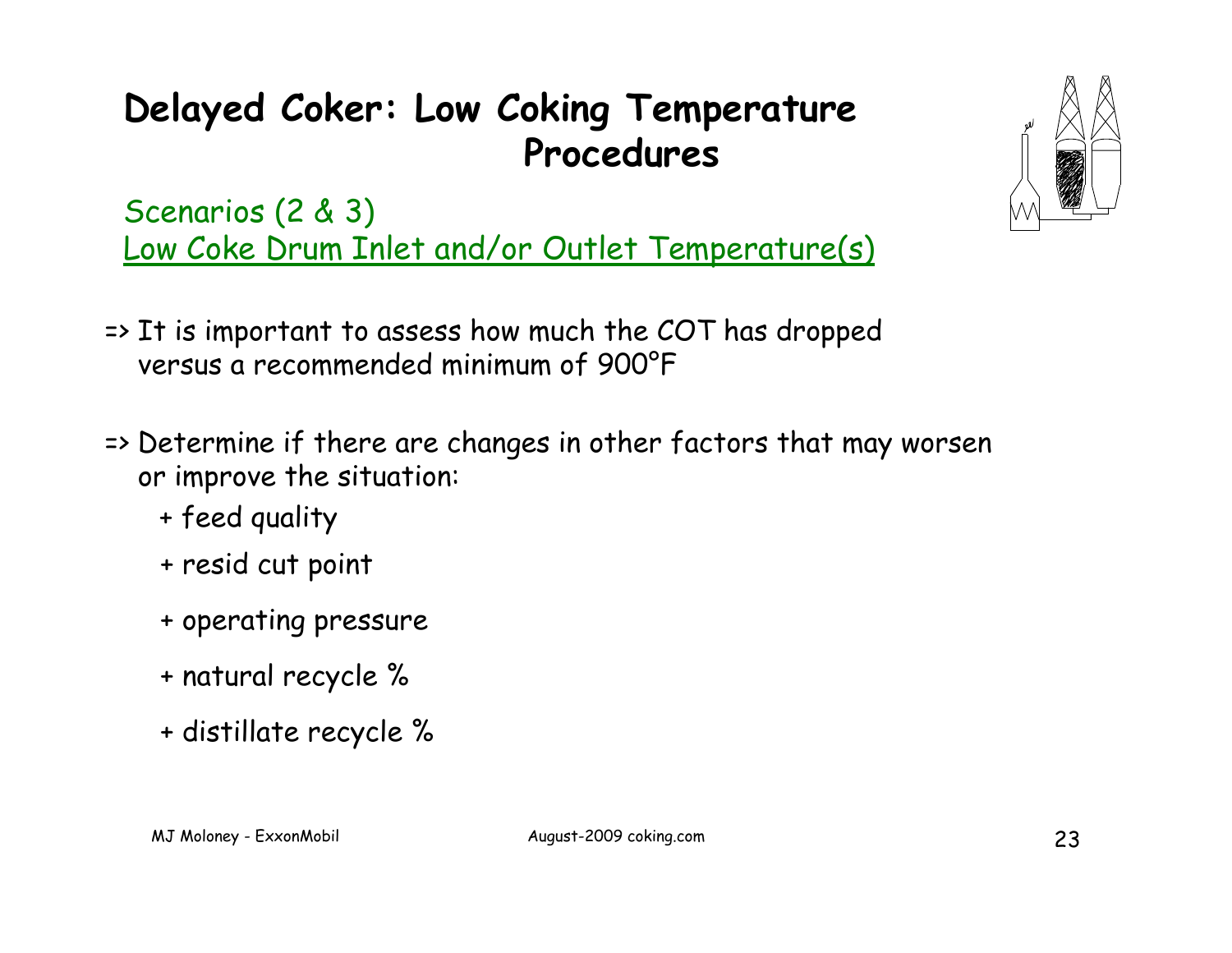# Delayed Coker: Low Coking Temperature Procedures

Scenarios (2 & 3)
Low Coke Drum Inlet and/or Outlet Temperature(s)

=> It is important to assess how much the COT has dropped versus a recommended minimum of 900°F

=> Determine if there are changes in other factors that may worsen or improve the situation:

- + feed quality
- + resid cut point
- + operating pressure
- + natural recycle %
- + distillate recycle %

MJ Moloney - ExxonMobil August-2009 coking.com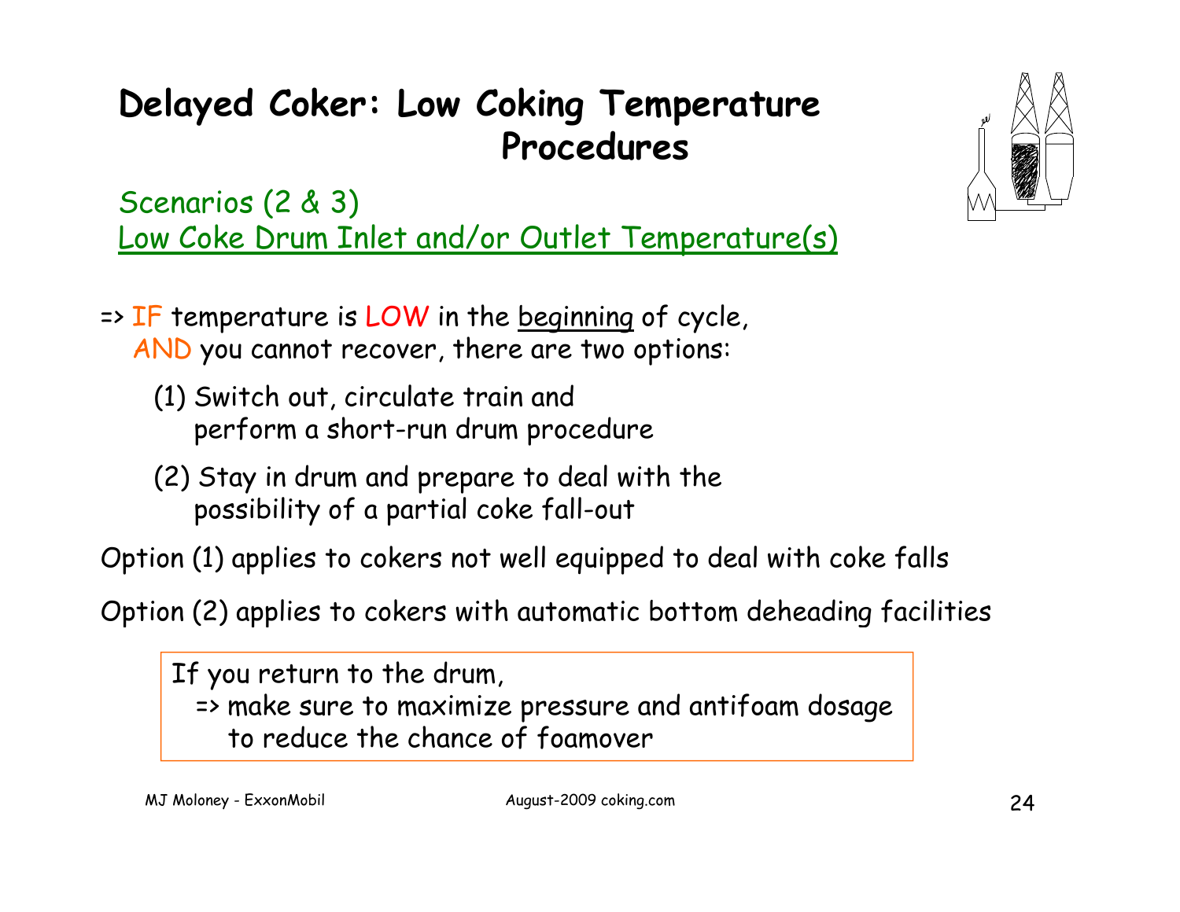# Delayed Coker: Low Coking Temperature Procedures

Scenarios (2 & 3)
Low Coke Drum Inlet and/or Outlet Temperature(s)

=> IF temperature is LOW in the beginning of cycle, AND you cannot recover, there are two options:

(1) Switch out, circulate train and perform a short-run drum procedure

(2) Stay in drum and prepare to deal with the possibility of a partial coke fall-out

Option (1) applies to cokers not well equipped to deal with coke falls

Option (2) applies to cokers with automatic bottom deheading facilities

> If you return to the drum,
> => make sure to maximize pressure and antifoam dosage to reduce the chance of foamover

MJ Moloney - ExxonMobil    August-2009 coking.com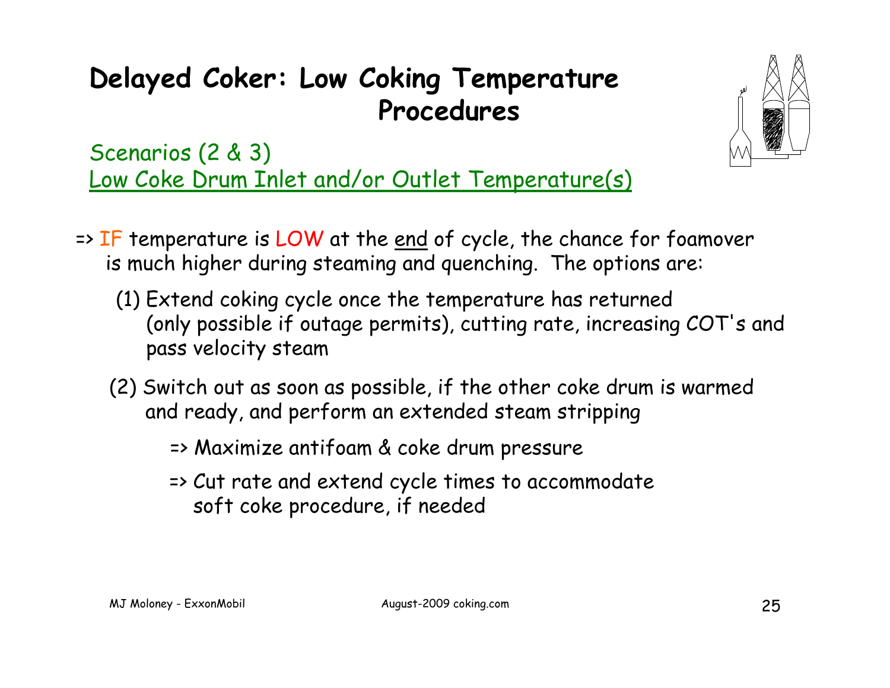# Delayed Coker: Low Coking Temperature Procedures

Scenarios (2 & 3)
Low Coke Drum Inlet and/or Outlet Temperature(s)

=> IF temperature is LOW at the end of cycle, the chance for foamover is much higher during steaming and quenching. The options are:

(1) Extend coking cycle once the temperature has returned (only possible if outage permits), cutting rate, increasing COT's and pass velocity steam

(2) Switch out as soon as possible, if the other coke drum is warmed and ready, and perform an extended steam stripping

=> Maximize antifoam & coke drum pressure

=> Cut rate and extend cycle times to accommodate soft coke procedure, if needed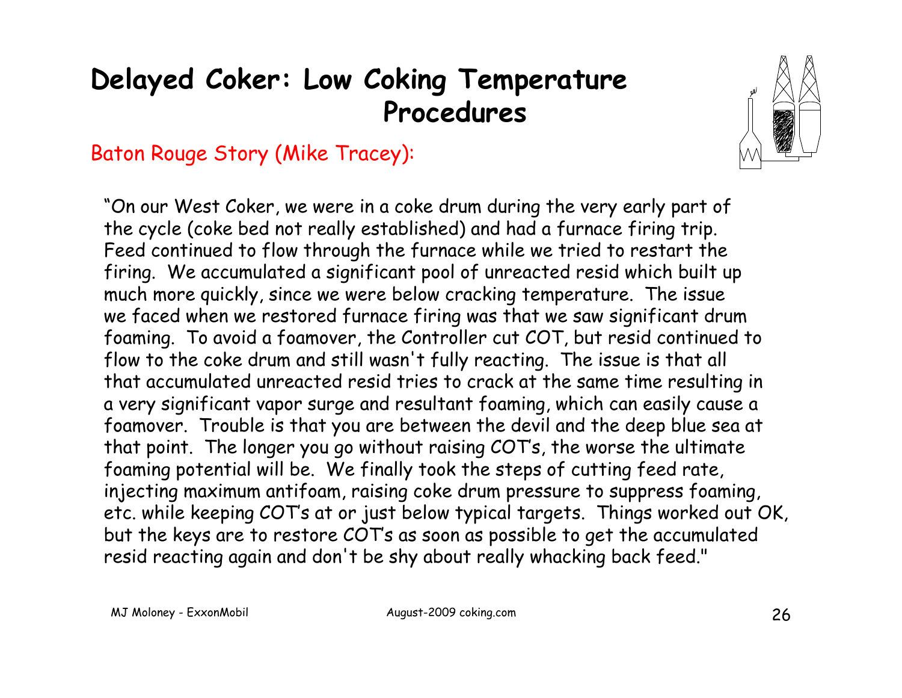# Delayed Coker: Low Coking Temperature Procedures

Baton Rouge Story (Mike Tracey):

"On our West Coker, we were in a coke drum during the very early part of the cycle (coke bed not really established) and had a furnace firing trip. Feed continued to flow through the furnace while we tried to restart the firing. We accumulated a significant pool of unreacted resid which built up much more quickly, since we were below cracking temperature. The issue we faced when we restored furnace firing was that we saw significant drum foaming. To avoid a foamover, the Controller cut COT, but resid continued to flow to the coke drum and still wasn't fully reacting. The issue is that all that accumulated unreacted resid tries to crack at the same time resulting in a very significant vapor surge and resultant foaming, which can easily cause a foamover. Trouble is that you are between the devil and the deep blue sea at that point. The longer you go without raising COT's, the worse the ultimate foaming potential will be. We finally took the steps of cutting feed rate, injecting maximum antifoam, raising coke drum pressure to suppress foaming, etc. while keeping COT's at or just below typical targets. Things worked out OK, but the keys are to restore COT's as soon as possible to get the accumulated resid reacting again and don't be shy about really whacking back feed."